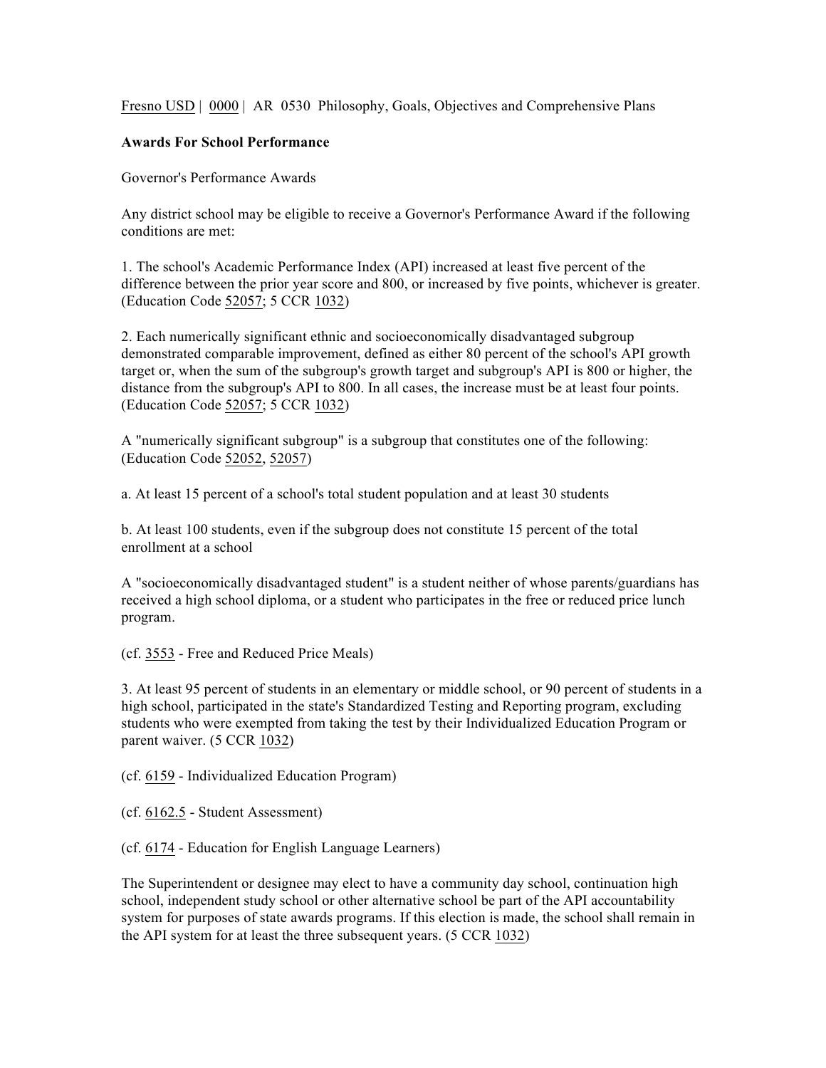Fresno USD | 0000 | AR 0530 Philosophy, Goals, Objectives and Comprehensive Plans

**Awards For School Performance**

Governor's Performance Awards

Any district school may be eligible to receive a Governor's Performance Award if the following conditions are met:

1. The school's Academic Performance Index (API) increased at least five percent of the difference between the prior year score and 800, or increased by five points, whichever is greater. (Education Code 52057; 5 CCR 1032)

2. Each numerically significant ethnic and socioeconomically disadvantaged subgroup demonstrated comparable improvement, defined as either 80 percent of the school's API growth target or, when the sum of the subgroup's growth target and subgroup's API is 800 or higher, the distance from the subgroup's API to 800. In all cases, the increase must be at least four points. (Education Code 52057; 5 CCR 1032)

A "numerically significant subgroup" is a subgroup that constitutes one of the following: (Education Code 52052, 52057)

a. At least 15 percent of a school's total student population and at least 30 students

b. At least 100 students, even if the subgroup does not constitute 15 percent of the total enrollment at a school

A "socioeconomically disadvantaged student" is a student neither of whose parents/guardians has received a high school diploma, or a student who participates in the free or reduced price lunch program.

(cf. 3553 - Free and Reduced Price Meals)

3. At least 95 percent of students in an elementary or middle school, or 90 percent of students in a high school, participated in the state's Standardized Testing and Reporting program, excluding students who were exempted from taking the test by their Individualized Education Program or parent waiver. (5 CCR 1032)

(cf. 6159 - Individualized Education Program)

(cf. 6162.5 - Student Assessment)

(cf. 6174 - Education for English Language Learners)

The Superintendent or designee may elect to have a community day school, continuation high school, independent study school or other alternative school be part of the API accountability system for purposes of state awards programs. If this election is made, the school shall remain in the API system for at least the three subsequent years. (5 CCR 1032)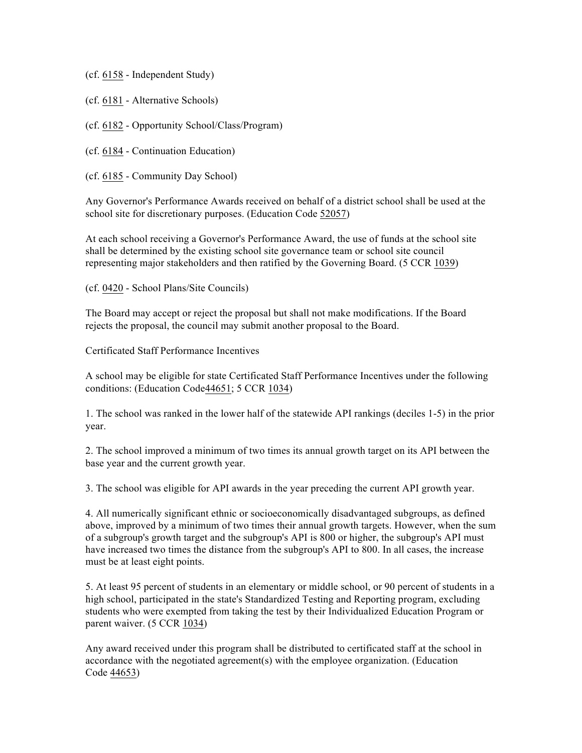(cf. 6158 - Independent Study)

(cf. 6181 - Alternative Schools)

(cf. 6182 - Opportunity School/Class/Program)

(cf. 6184 - Continuation Education)

(cf. 6185 - Community Day School)

Any Governor's Performance Awards received on behalf of a district school shall be used at the school site for discretionary purposes. (Education Code 52057)

At each school receiving a Governor's Performance Award, the use of funds at the school site shall be determined by the existing school site governance team or school site council representing major stakeholders and then ratified by the Governing Board. (5 CCR 1039)

(cf. 0420 - School Plans/Site Councils)

The Board may accept or reject the proposal but shall not make modifications. If the Board rejects the proposal, the council may submit another proposal to the Board.

Certificated Staff Performance Incentives

A school may be eligible for state Certificated Staff Performance Incentives under the following conditions: (Education Code44651; 5 CCR 1034)

1. The school was ranked in the lower half of the statewide API rankings (deciles 1-5) in the prior year.

2. The school improved a minimum of two times its annual growth target on its API between the base year and the current growth year.

3. The school was eligible for API awards in the year preceding the current API growth year.

4. All numerically significant ethnic or socioeconomically disadvantaged subgroups, as defined above, improved by a minimum of two times their annual growth targets. However, when the sum of a subgroup's growth target and the subgroup's API is 800 or higher, the subgroup's API must have increased two times the distance from the subgroup's API to 800. In all cases, the increase must be at least eight points.

5. At least 95 percent of students in an elementary or middle school, or 90 percent of students in a high school, participated in the state's Standardized Testing and Reporting program, excluding students who were exempted from taking the test by their Individualized Education Program or parent waiver. (5 CCR 1034)

Any award received under this program shall be distributed to certificated staff at the school in accordance with the negotiated agreement(s) with the employee organization. (Education Code 44653)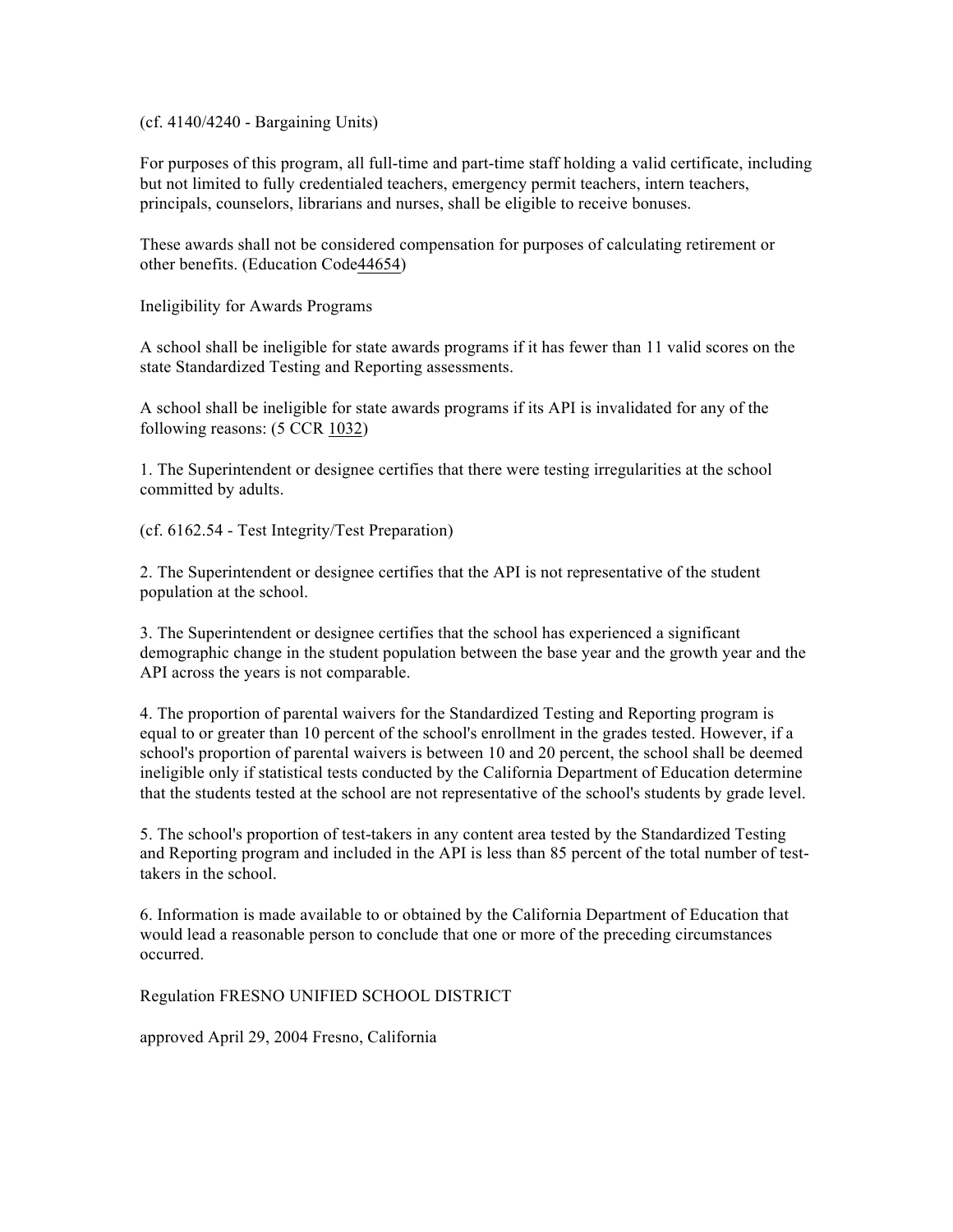(cf. 4140/4240 - Bargaining Units)

For purposes of this program, all full-time and part-time staff holding a valid certificate, including but not limited to fully credentialed teachers, emergency permit teachers, intern teachers, principals, counselors, librarians and nurses, shall be eligible to receive bonuses.

These awards shall not be considered compensation for purposes of calculating retirement or other benefits. (Education Code44654)

Ineligibility for Awards Programs

A school shall be ineligible for state awards programs if it has fewer than 11 valid scores on the state Standardized Testing and Reporting assessments.

A school shall be ineligible for state awards programs if its API is invalidated for any of the following reasons: (5 CCR 1032)

1. The Superintendent or designee certifies that there were testing irregularities at the school committed by adults.

(cf. 6162.54 - Test Integrity/Test Preparation)

2. The Superintendent or designee certifies that the API is not representative of the student population at the school.

3. The Superintendent or designee certifies that the school has experienced a significant demographic change in the student population between the base year and the growth year and the API across the years is not comparable.

4. The proportion of parental waivers for the Standardized Testing and Reporting program is equal to or greater than 10 percent of the school's enrollment in the grades tested. However, if a school's proportion of parental waivers is between 10 and 20 percent, the school shall be deemed ineligible only if statistical tests conducted by the California Department of Education determine that the students tested at the school are not representative of the school's students by grade level.

5. The school's proportion of test-takers in any content area tested by the Standardized Testing and Reporting program and included in the API is less than 85 percent of the total number of test-takers in the school.

6. Information is made available to or obtained by the California Department of Education that would lead a reasonable person to conclude that one or more of the preceding circumstances occurred.

Regulation FRESNO UNIFIED SCHOOL DISTRICT

approved April 29, 2004 Fresno, California